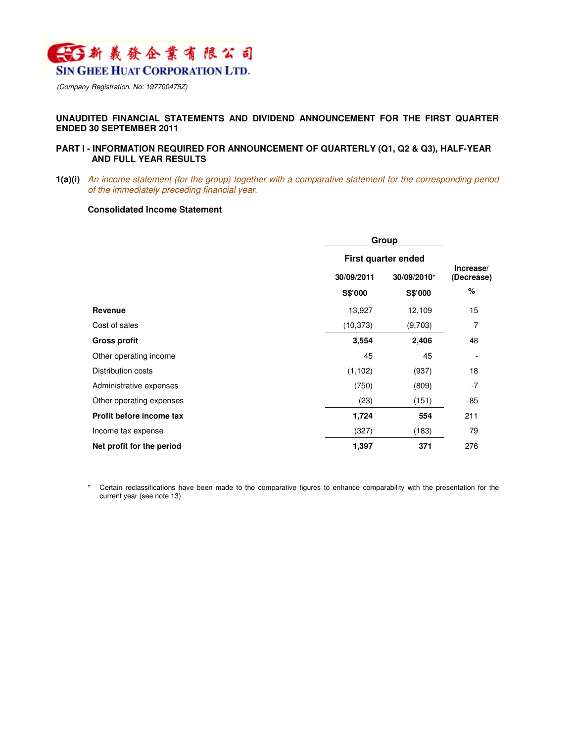新義發企業有限公司
**SIN GHEE HUAT CORPORATION LTD.**

*(Company Registration. No: 197700475Z)*

## UNAUDITED FINANCIAL STATEMENTS AND DIVIDEND ANNOUNCEMENT FOR THE FIRST QUARTER ENDED 30 SEPTEMBER 2011

## PART I - INFORMATION REQUIRED FOR ANNOUNCEMENT OF QUARTERLY (Q1, Q2 & Q3), HALF-YEAR AND FULL YEAR RESULTS

**1(a)(i)** *An income statement (for the group) together with a comparative statement for the corresponding period of the immediately preceding financial year.*

**Consolidated Income Statement**

| | Group | | |
|---|---|---|---|
| | First quarter ended | | Increase/ (Decrease) |
| | 30/09/2011 | 30/09/2010* | |
| | S$'000 | S$'000 | % |
| **Revenue** | 13,927 | 12,109 | 15 |
| Cost of sales | (10,373) | (9,703) | 7 |
| **Gross profit** | **3,554** | **2,406** | 48 |
| Other operating income | 45 | 45 | - |
| Distribution costs | (1,102) | (937) | 18 |
| Administrative expenses | (750) | (809) | -7 |
| Other operating expenses | (23) | (151) | -85 |
| **Profit before income tax** | **1,724** | **554** | 211 |
| Income tax expense | (327) | (183) | 79 |
| **Net profit for the period** | **1,397** | **371** | 276 |

\* Certain reclassifications have been made to the comparative figures to enhance comparability with the presentation for the current year (see note 13).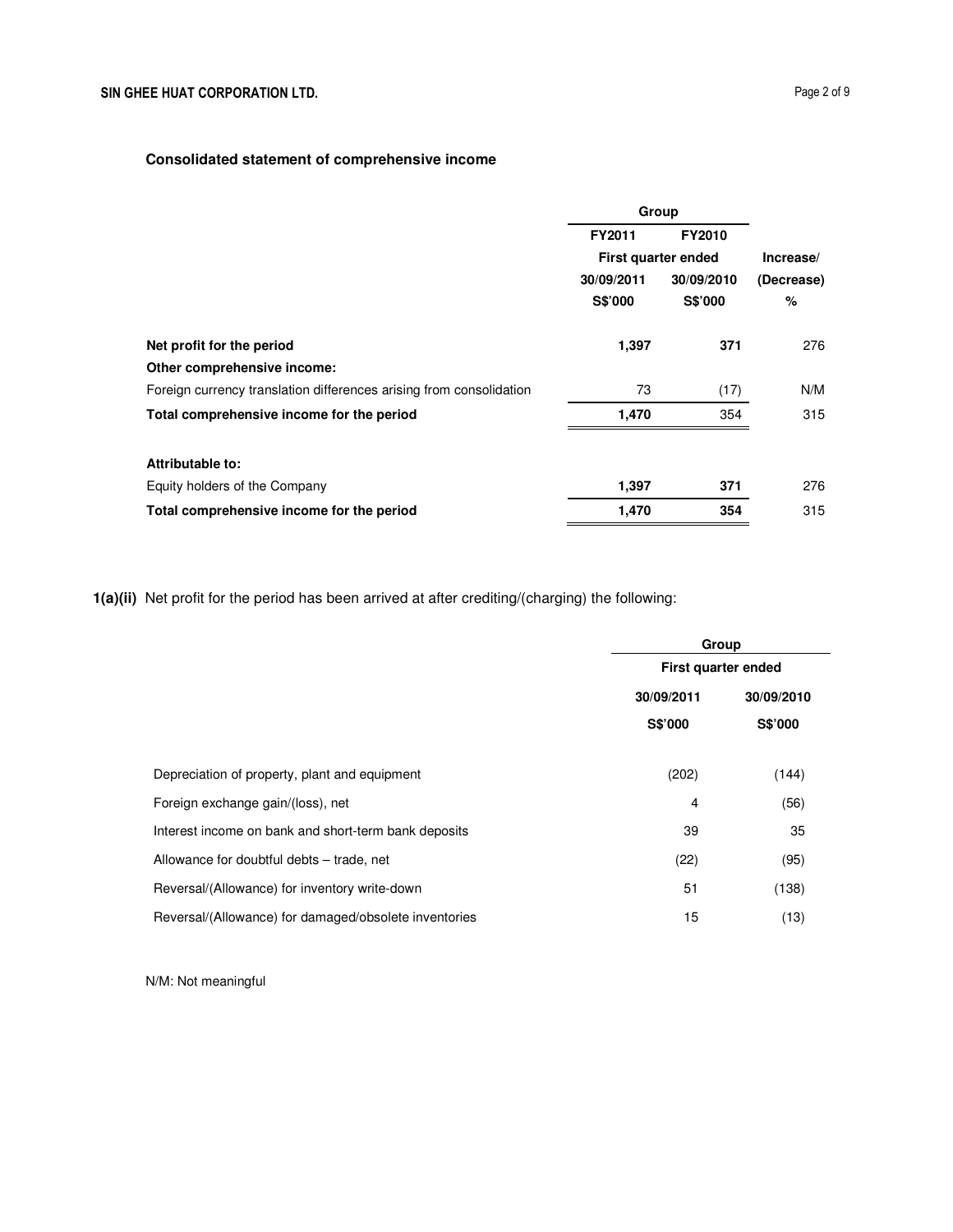**Consolidated statement of comprehensive income**

| | Group | | |
|---|---|---|---|
| | FY2011 | FY2010 | |
| | First quarter ended | | Increase/ |
| | 30/09/2011 | 30/09/2010 | (Decrease) |
| | S$'000 | S$'000 | % |
| **Net profit for the period** | **1,397** | **371** | 276 |
| **Other comprehensive income:** | | | |
| Foreign currency translation differences arising from consolidation | 73 | (17) | N/M |
| **Total comprehensive income for the period** | **1,470** | 354 | 315 |
| | | | |
| **Attributable to:** | | | |
| Equity holders of the Company | **1,397** | **371** | 276 |
| **Total comprehensive income for the period** | **1,470** | **354** | 315 |

**1(a)(ii)** Net profit for the period has been arrived at after crediting/(charging) the following:

| | Group | |
|---|---|---|
| | First quarter ended | |
| | 30/09/2011 | 30/09/2010 |
| | S$'000 | S$'000 |
| Depreciation of property, plant and equipment | (202) | (144) |
| Foreign exchange gain/(loss), net | 4 | (56) |
| Interest income on bank and short-term bank deposits | 39 | 35 |
| Allowance for doubtful debts – trade, net | (22) | (95) |
| Reversal/(Allowance) for inventory write-down | 51 | (138) |
| Reversal/(Allowance) for damaged/obsolete inventories | 15 | (13) |

N/M: Not meaningful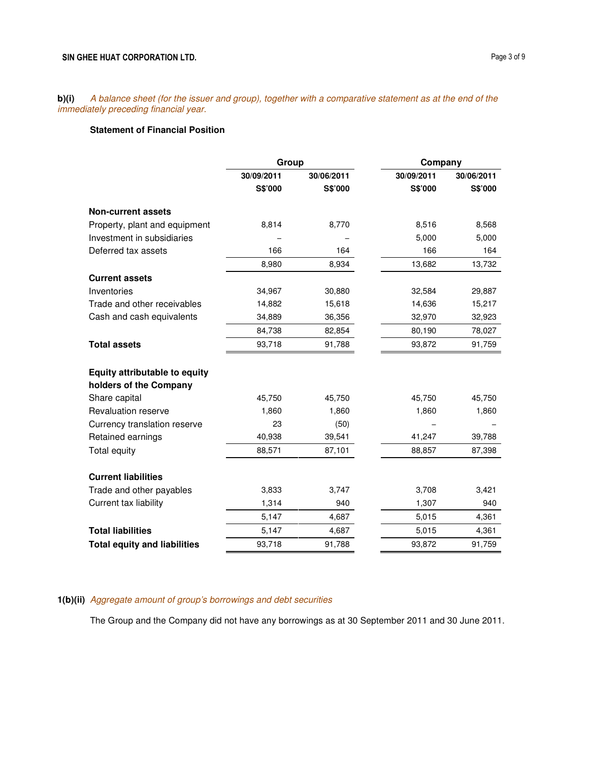**b)(i)** *A balance sheet (for the issuer and group), together with a comparative statement as at the end of the immediately preceding financial year.*

**Statement of Financial Position**

| | Group | | Company | |
|---|---|---|---|---|
| | **30/09/2011** | **30/06/2011** | **30/09/2011** | **30/06/2011** |
| | **S$'000** | **S$'000** | **S$'000** | **S$'000** |
| **Non-current assets** | | | | |
| Property, plant and equipment | 8,814 | 8,770 | 8,516 | 8,568 |
| Investment in subsidiaries | – | – | 5,000 | 5,000 |
| Deferred tax assets | 166 | 164 | 166 | 164 |
| | 8,980 | 8,934 | 13,682 | 13,732 |
| **Current assets** | | | | |
| Inventories | 34,967 | 30,880 | 32,584 | 29,887 |
| Trade and other receivables | 14,882 | 15,618 | 14,636 | 15,217 |
| Cash and cash equivalents | 34,889 | 36,356 | 32,970 | 32,923 |
| | 84,738 | 82,854 | 80,190 | 78,027 |
| **Total assets** | 93,718 | 91,788 | 93,872 | 91,759 |
| **Equity attributable to equity holders of the Company** | | | | |
| Share capital | 45,750 | 45,750 | 45,750 | 45,750 |
| Revaluation reserve | 1,860 | 1,860 | 1,860 | 1,860 |
| Currency translation reserve | 23 | (50) | – | – |
| Retained earnings | 40,938 | 39,541 | 41,247 | 39,788 |
| Total equity | 88,571 | 87,101 | 88,857 | 87,398 |
| **Current liabilities** | | | | |
| Trade and other payables | 3,833 | 3,747 | 3,708 | 3,421 |
| Current tax liability | 1,314 | 940 | 1,307 | 940 |
| | 5,147 | 4,687 | 5,015 | 4,361 |
| **Total liabilities** | 5,147 | 4,687 | 5,015 | 4,361 |
| **Total equity and liabilities** | 93,718 | 91,788 | 93,872 | 91,759 |

**1(b)(ii)** *Aggregate amount of group's borrowings and debt securities*

The Group and the Company did not have any borrowings as at 30 September 2011 and 30 June 2011.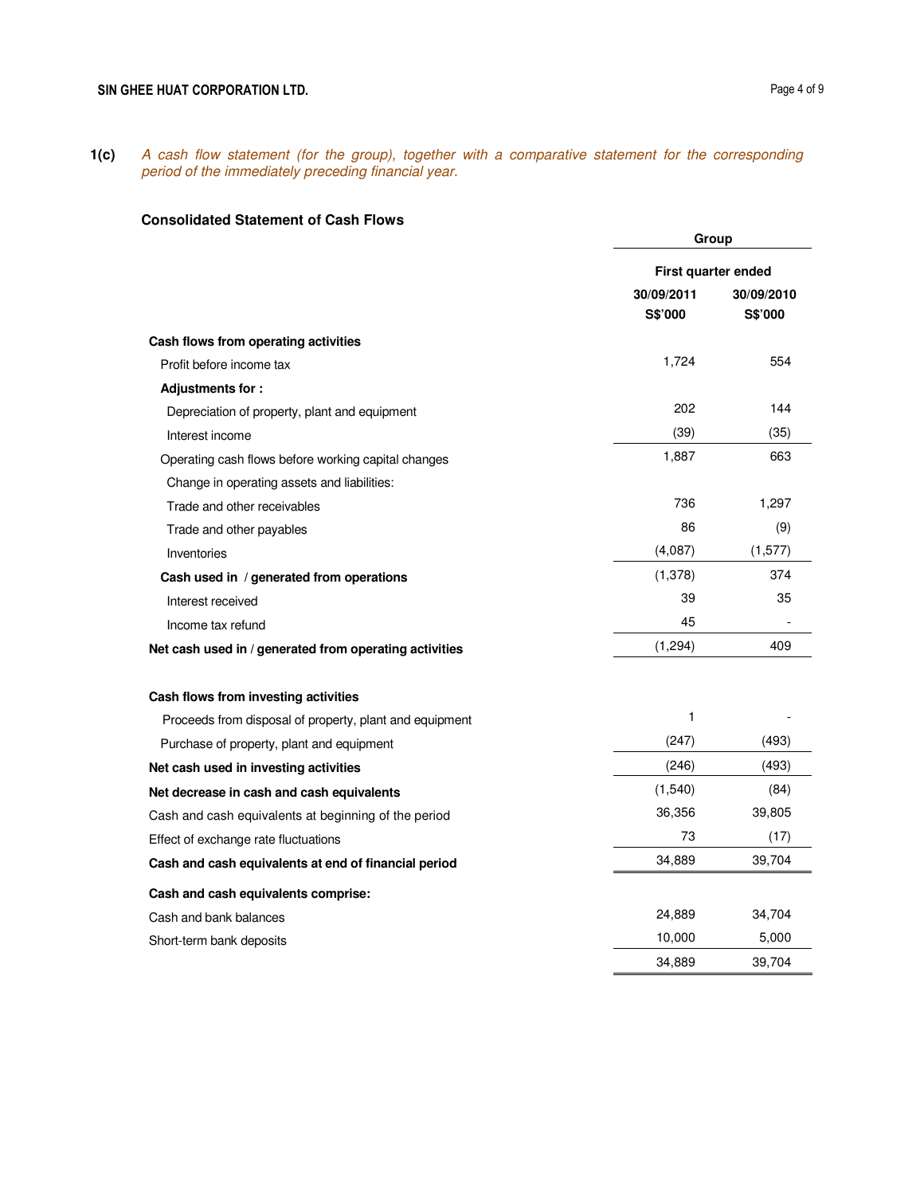**1(c)** *A cash flow statement (for the group), together with a comparative statement for the corresponding period of the immediately preceding financial year.*

### Consolidated Statement of Cash Flows

| | Group | |
|---|---|---|
| | First quarter ended | |
| | 30/09/2011 S$'000 | 30/09/2010 S$'000 |
| **Cash flows from operating activities** | | |
| Profit before income tax | 1,724 | 554 |
| **Adjustments for :** | | |
| Depreciation of property, plant and equipment | 202 | 144 |
| Interest income | (39) | (35) |
| Operating cash flows before working capital changes | 1,887 | 663 |
| Change in operating assets and liabilities: | | |
| Trade and other receivables | 736 | 1,297 |
| Trade and other payables | 86 | (9) |
| Inventories | (4,087) | (1,577) |
| **Cash used in / generated from operations** | (1,378) | 374 |
| Interest received | 39 | 35 |
| Income tax refund | 45 | - |
| **Net cash used in / generated from operating activities** | (1,294) | 409 |
| | | |
| **Cash flows from investing activities** | | |
| Proceeds from disposal of property, plant and equipment | 1 | - |
| Purchase of property, plant and equipment | (247) | (493) |
| **Net cash used in investing activities** | (246) | (493) |
| **Net decrease in cash and cash equivalents** | (1,540) | (84) |
| Cash and cash equivalents at beginning of the period | 36,356 | 39,805 |
| Effect of exchange rate fluctuations | 73 | (17) |
| **Cash and cash equivalents at end of financial period** | 34,889 | 39,704 |
| | | |
| **Cash and cash equivalents comprise:** | | |
| Cash and bank balances | 24,889 | 34,704 |
| Short-term bank deposits | 10,000 | 5,000 |
| | 34,889 | 39,704 |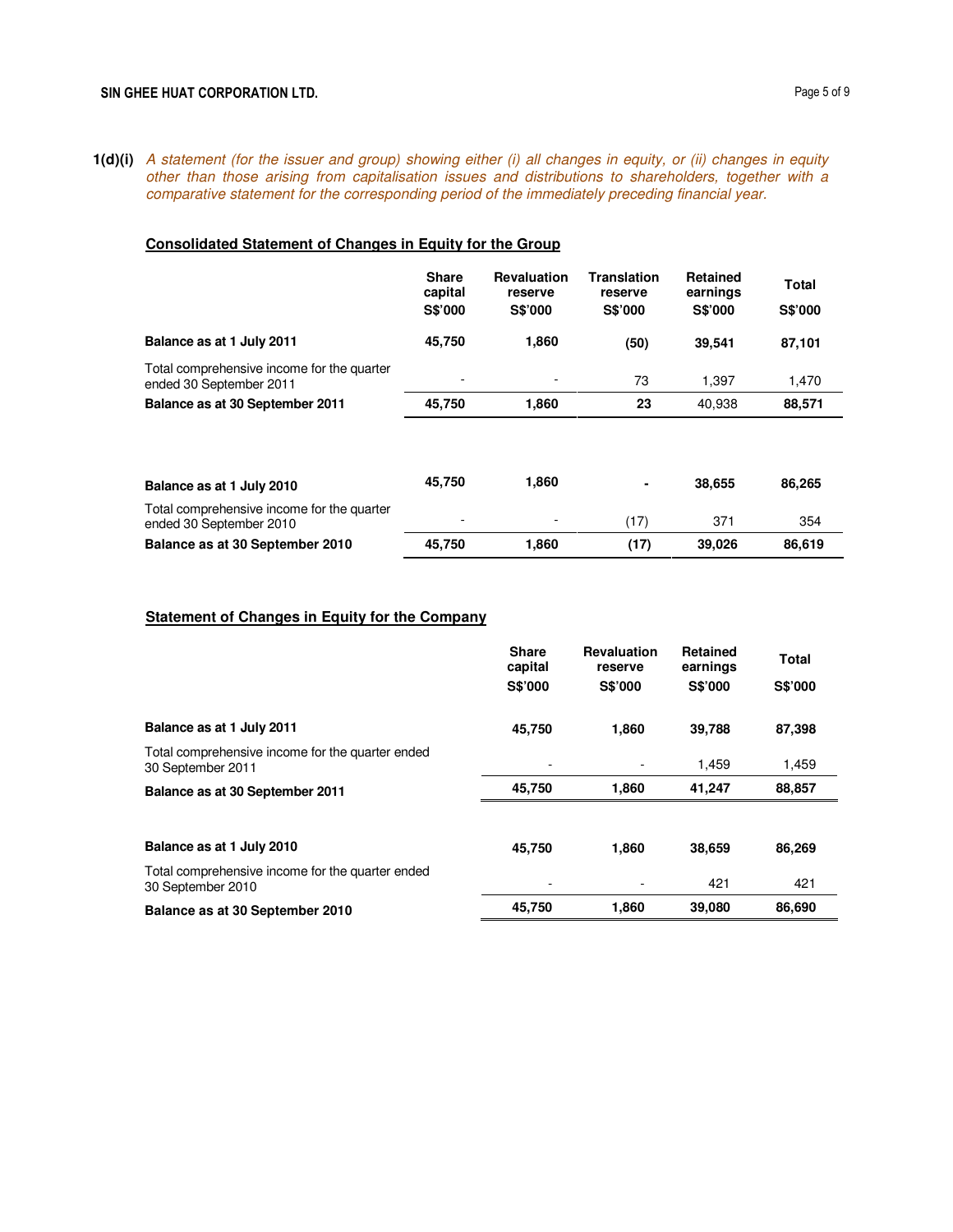**1(d)(i)** *A statement (for the issuer and group) showing either (i) all changes in equity, or (ii) changes in equity other than those arising from capitalisation issues and distributions to shareholders, together with a comparative statement for the corresponding period of the immediately preceding financial year.*

**Consolidated Statement of Changes in Equity for the Group**

| | Share capital S$'000 | Revaluation reserve S$'000 | Translation reserve S$'000 | Retained earnings S$'000 | Total S$'000 |
|---|---|---|---|---|---|
| **Balance as at 1 July 2011** | **45,750** | **1,860** | **(50)** | **39,541** | **87,101** |
| Total comprehensive income for the quarter ended 30 September 2011 | - | - | 73 | 1,397 | 1,470 |
| **Balance as at 30 September 2011** | **45,750** | **1,860** | **23** | 40,938 | **88,571** |
| | | | | | |
| **Balance as at 1 July 2010** | **45,750** | **1,860** | **-** | **38,655** | **86,265** |
| Total comprehensive income for the quarter ended 30 September 2010 | - | - | (17) | 371 | 354 |
| **Balance as at 30 September 2010** | **45,750** | **1,860** | **(17)** | **39,026** | **86,619** |

**Statement of Changes in Equity for the Company**

| | Share capital S$'000 | Revaluation reserve S$'000 | Retained earnings S$'000 | Total S$'000 |
|---|---|---|---|---|
| **Balance as at 1 July 2011** | **45,750** | **1,860** | **39,788** | **87,398** |
| Total comprehensive income for the quarter ended 30 September 2011 | - | - | 1,459 | 1,459 |
| **Balance as at 30 September 2011** | **45,750** | **1,860** | **41,247** | **88,857** |
| | | | | |
| **Balance as at 1 July 2010** | **45,750** | **1,860** | **38,659** | **86,269** |
| Total comprehensive income for the quarter ended 30 September 2010 | - | - | 421 | 421 |
| **Balance as at 30 September 2010** | **45,750** | **1,860** | **39,080** | **86,690** |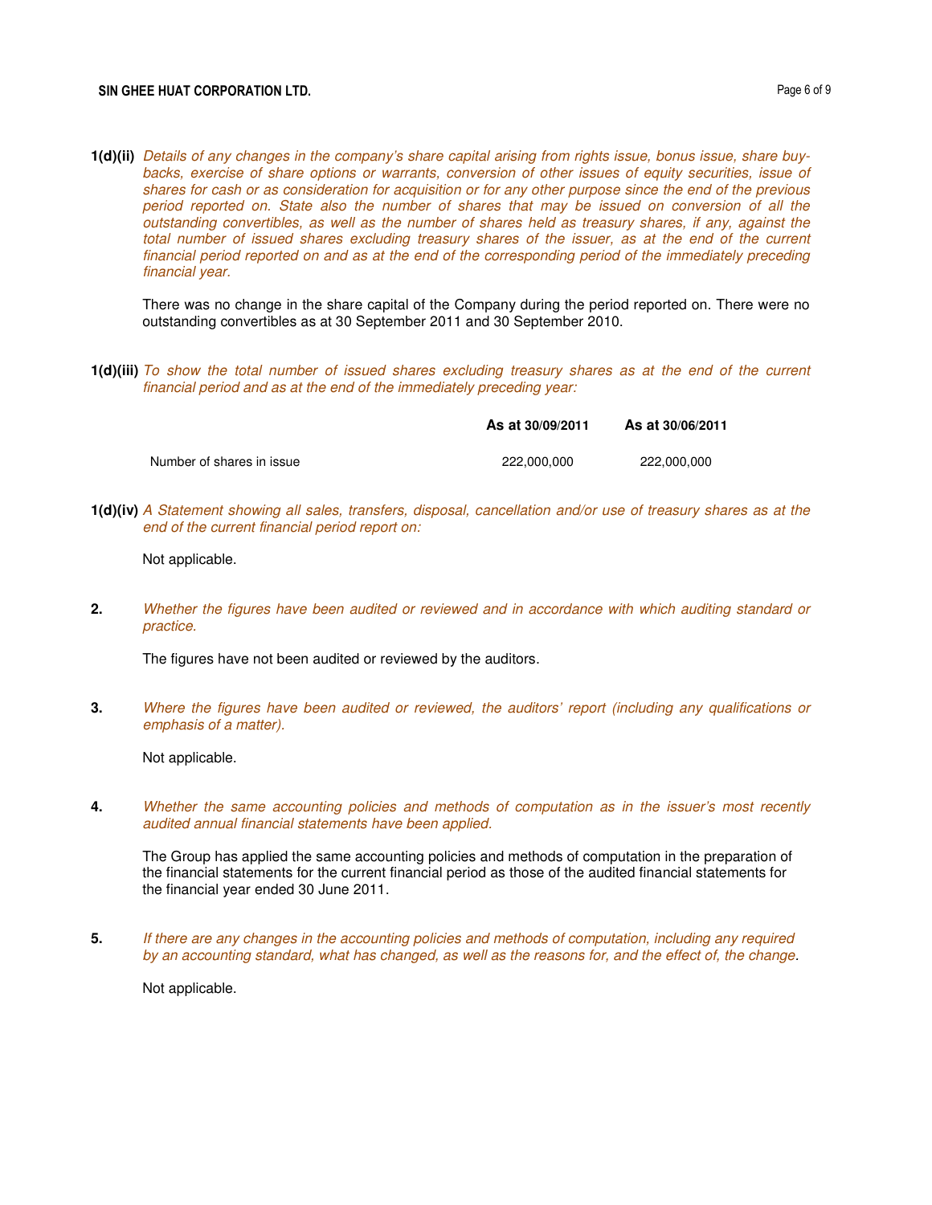**1(d)(ii)** *Details of any changes in the company's share capital arising from rights issue, bonus issue, share buy-backs, exercise of share options or warrants, conversion of other issues of equity securities, issue of shares for cash or as consideration for acquisition or for any other purpose since the end of the previous period reported on. State also the number of shares that may be issued on conversion of all the outstanding convertibles, as well as the number of shares held as treasury shares, if any, against the total number of issued shares excluding treasury shares of the issuer, as at the end of the current financial period reported on and as at the end of the corresponding period of the immediately preceding financial year.*

There was no change in the share capital of the Company during the period reported on. There were no outstanding convertibles as at 30 September 2011 and 30 September 2010.

**1(d)(iii)** *To show the total number of issued shares excluding treasury shares as at the end of the current financial period and as at the end of the immediately preceding year:*

| | **As at 30/09/2011** | **As at 30/06/2011** |
|---|---|---|
| Number of shares in issue | 222,000,000 | 222,000,000 |

**1(d)(iv)** *A Statement showing all sales, transfers, disposal, cancellation and/or use of treasury shares as at the end of the current financial period report on:*

Not applicable.

**2.** *Whether the figures have been audited or reviewed and in accordance with which auditing standard or practice.*

The figures have not been audited or reviewed by the auditors.

**3.** *Where the figures have been audited or reviewed, the auditors' report (including any qualifications or emphasis of a matter).*

Not applicable.

**4.** *Whether the same accounting policies and methods of computation as in the issuer's most recently audited annual financial statements have been applied.*

The Group has applied the same accounting policies and methods of computation in the preparation of the financial statements for the current financial period as those of the audited financial statements for the financial year ended 30 June 2011.

**5.** *If there are any changes in the accounting policies and methods of computation, including any required by an accounting standard, what has changed, as well as the reasons for, and the effect of, the change.*

Not applicable.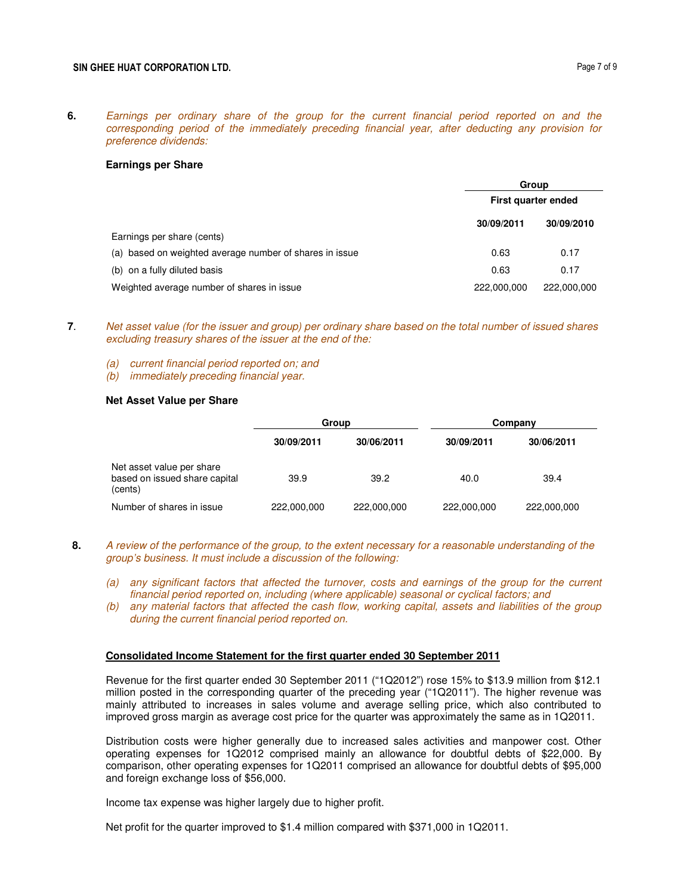**6.** *Earnings per ordinary share of the group for the current financial period reported on and the corresponding period of the immediately preceding financial year, after deducting any provision for preference dividends:*

**Earnings per Share**

| | Group | |
|---|---|---|
| | First quarter ended | |
| | **30/09/2011** | **30/09/2010** |
| Earnings per share (cents) | | |
| (a) based on weighted average number of shares in issue | 0.63 | 0.17 |
| (b) on a fully diluted basis | 0.63 | 0.17 |
| Weighted average number of shares in issue | 222,000,000 | 222,000,000 |

**7**. *Net asset value (for the issuer and group) per ordinary share based on the total number of issued shares excluding treasury shares of the issuer at the end of the:*

*(a) current financial period reported on; and*
*(b) immediately preceding financial year.*

**Net Asset Value per Share**

| | Group | | Company | |
|---|---|---|---|---|
| | **30/09/2011** | **30/06/2011** | **30/09/2011** | **30/06/2011** |
| Net asset value per share based on issued share capital (cents) | 39.9 | 39.2 | 40.0 | 39.4 |
| Number of shares in issue | 222,000,000 | 222,000,000 | 222,000,000 | 222,000,000 |

**8.** *A review of the performance of the group, to the extent necessary for a reasonable understanding of the group's business. It must include a discussion of the following:*

*(a) any significant factors that affected the turnover, costs and earnings of the group for the current financial period reported on, including (where applicable) seasonal or cyclical factors; and*
*(b) any material factors that affected the cash flow, working capital, assets and liabilities of the group during the current financial period reported on.*

**Consolidated Income Statement for the first quarter ended 30 September 2011**

Revenue for the first quarter ended 30 September 2011 ("1Q2012") rose 15% to $13.9 million from $12.1 million posted in the corresponding quarter of the preceding year ("1Q2011"). The higher revenue was mainly attributed to increases in sales volume and average selling price, which also contributed to improved gross margin as average cost price for the quarter was approximately the same as in 1Q2011.

Distribution costs were higher generally due to increased sales activities and manpower cost. Other operating expenses for 1Q2012 comprised mainly an allowance for doubtful debts of $22,000. By comparison, other operating expenses for 1Q2011 comprised an allowance for doubtful debts of $95,000 and foreign exchange loss of $56,000.

Income tax expense was higher largely due to higher profit.

Net profit for the quarter improved to $1.4 million compared with $371,000 in 1Q2011.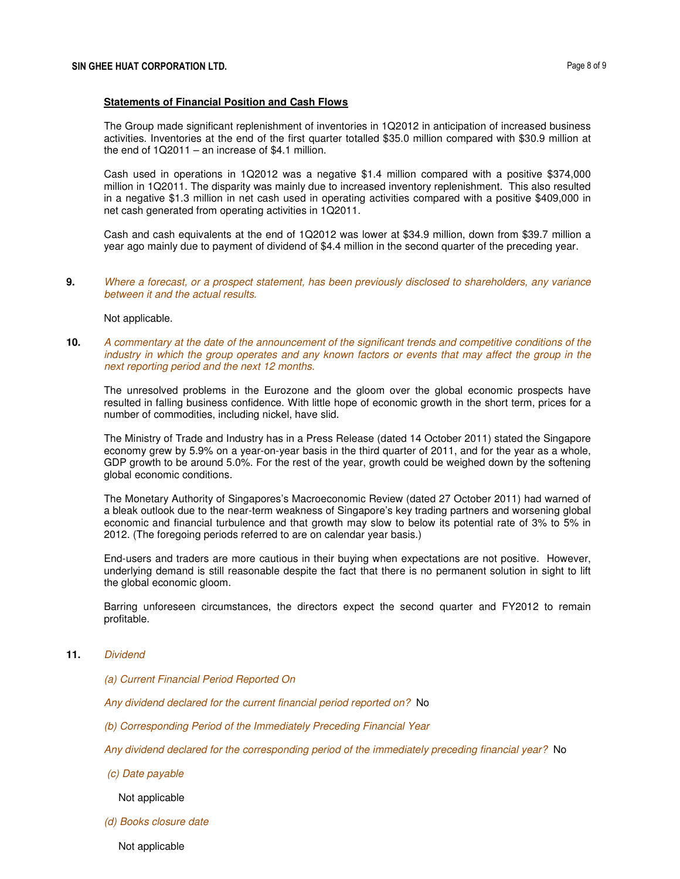**Statements of Financial Position and Cash Flows**

The Group made significant replenishment of inventories in 1Q2012 in anticipation of increased business activities. Inventories at the end of the first quarter totalled $35.0 million compared with $30.9 million at the end of 1Q2011 – an increase of $4.1 million.

Cash used in operations in 1Q2012 was a negative $1.4 million compared with a positive $374,000 million in 1Q2011. The disparity was mainly due to increased inventory replenishment. This also resulted in a negative $1.3 million in net cash used in operating activities compared with a positive $409,000 in net cash generated from operating activities in 1Q2011.

Cash and cash equivalents at the end of 1Q2012 was lower at $34.9 million, down from $39.7 million a year ago mainly due to payment of dividend of $4.4 million in the second quarter of the preceding year.

**9.** *Where a forecast, or a prospect statement, has been previously disclosed to shareholders, any variance between it and the actual results.*

Not applicable.

**10.** *A commentary at the date of the announcement of the significant trends and competitive conditions of the industry in which the group operates and any known factors or events that may affect the group in the next reporting period and the next 12 months.*

The unresolved problems in the Eurozone and the gloom over the global economic prospects have resulted in falling business confidence. With little hope of economic growth in the short term, prices for a number of commodities, including nickel, have slid.

The Ministry of Trade and Industry has in a Press Release (dated 14 October 2011) stated the Singapore economy grew by 5.9% on a year-on-year basis in the third quarter of 2011, and for the year as a whole, GDP growth to be around 5.0%. For the rest of the year, growth could be weighed down by the softening global economic conditions.

The Monetary Authority of Singapores's Macroeconomic Review (dated 27 October 2011) had warned of a bleak outlook due to the near-term weakness of Singapore's key trading partners and worsening global economic and financial turbulence and that growth may slow to below its potential rate of 3% to 5% in 2012. (The foregoing periods referred to are on calendar year basis.)

End-users and traders are more cautious in their buying when expectations are not positive. However, underlying demand is still reasonable despite the fact that there is no permanent solution in sight to lift the global economic gloom.

Barring unforeseen circumstances, the directors expect the second quarter and FY2012 to remain profitable.

**11.** *Dividend*

*(a) Current Financial Period Reported On*

*Any dividend declared for the current financial period reported on?* No

*(b) Corresponding Period of the Immediately Preceding Financial Year*

*Any dividend declared for the corresponding period of the immediately preceding financial year?* No

*(c) Date payable*

Not applicable

*(d) Books closure date*

Not applicable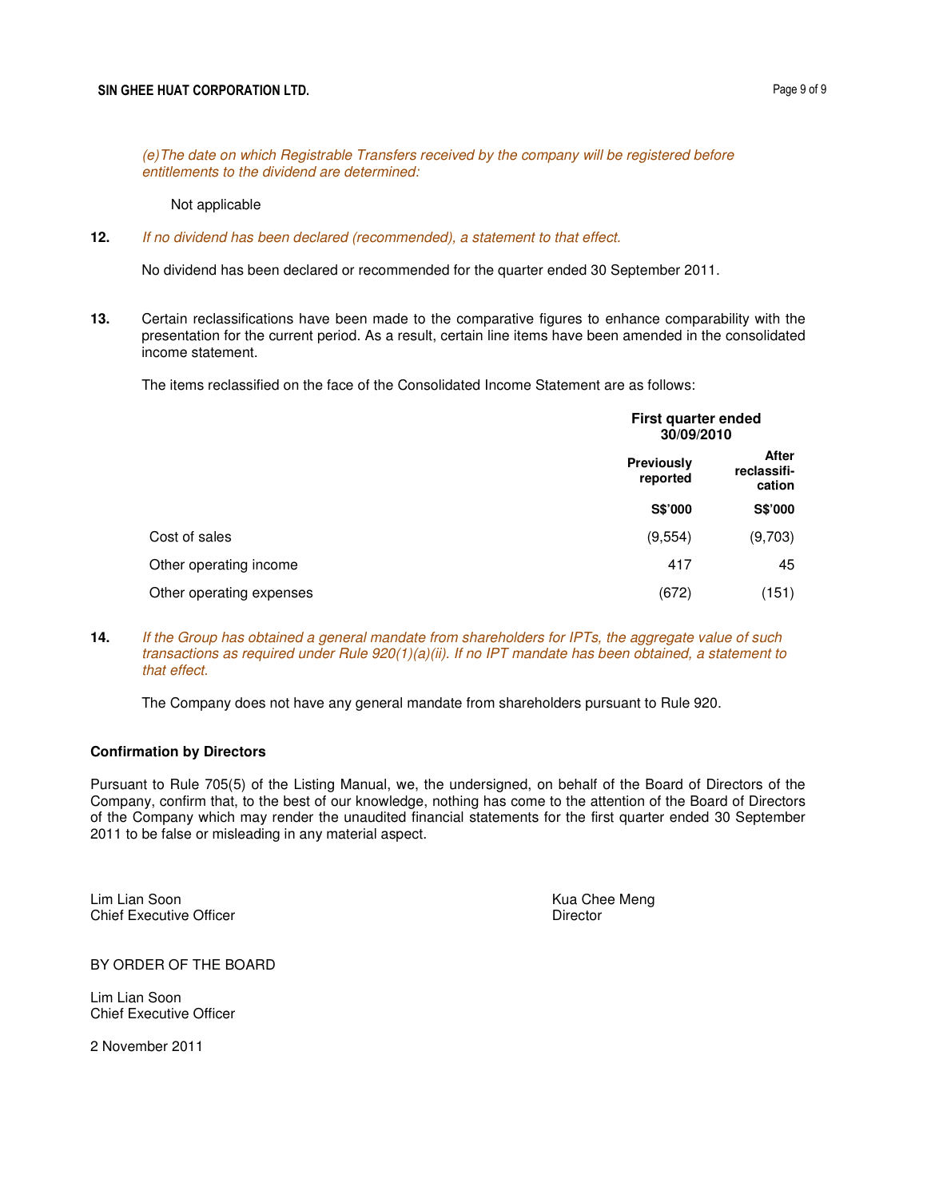*(e)The date on which Registrable Transfers received by the company will be registered before entitlements to the dividend are determined:*

Not applicable

**12.** *If no dividend has been declared (recommended), a statement to that effect.*

No dividend has been declared or recommended for the quarter ended 30 September 2011.

**13.** Certain reclassifications have been made to the comparative figures to enhance comparability with the presentation for the current period. As a result, certain line items have been amended in the consolidated income statement.

The items reclassified on the face of the Consolidated Income Statement are as follows:

| | First quarter ended 30/09/2010 | |
|---|---|---|
| | **Previously reported** | **After reclassification** |
| | **S$'000** | **S$'000** |
| Cost of sales | (9,554) | (9,703) |
| Other operating income | 417 | 45 |
| Other operating expenses | (672) | (151) |

**14.** *If the Group has obtained a general mandate from shareholders for IPTs, the aggregate value of such transactions as required under Rule 920(1)(a)(ii). If no IPT mandate has been obtained, a statement to that effect.*

The Company does not have any general mandate from shareholders pursuant to Rule 920.

**Confirmation by Directors**

Pursuant to Rule 705(5) of the Listing Manual, we, the undersigned, on behalf of the Board of Directors of the Company, confirm that, to the best of our knowledge, nothing has come to the attention of the Board of Directors of the Company which may render the unaudited financial statements for the first quarter ended 30 September 2011 to be false or misleading in any material aspect.

Lim Lian Soon
Chief Executive Officer

Kua Chee Meng
Director

BY ORDER OF THE BOARD

Lim Lian Soon
Chief Executive Officer

2 November 2011